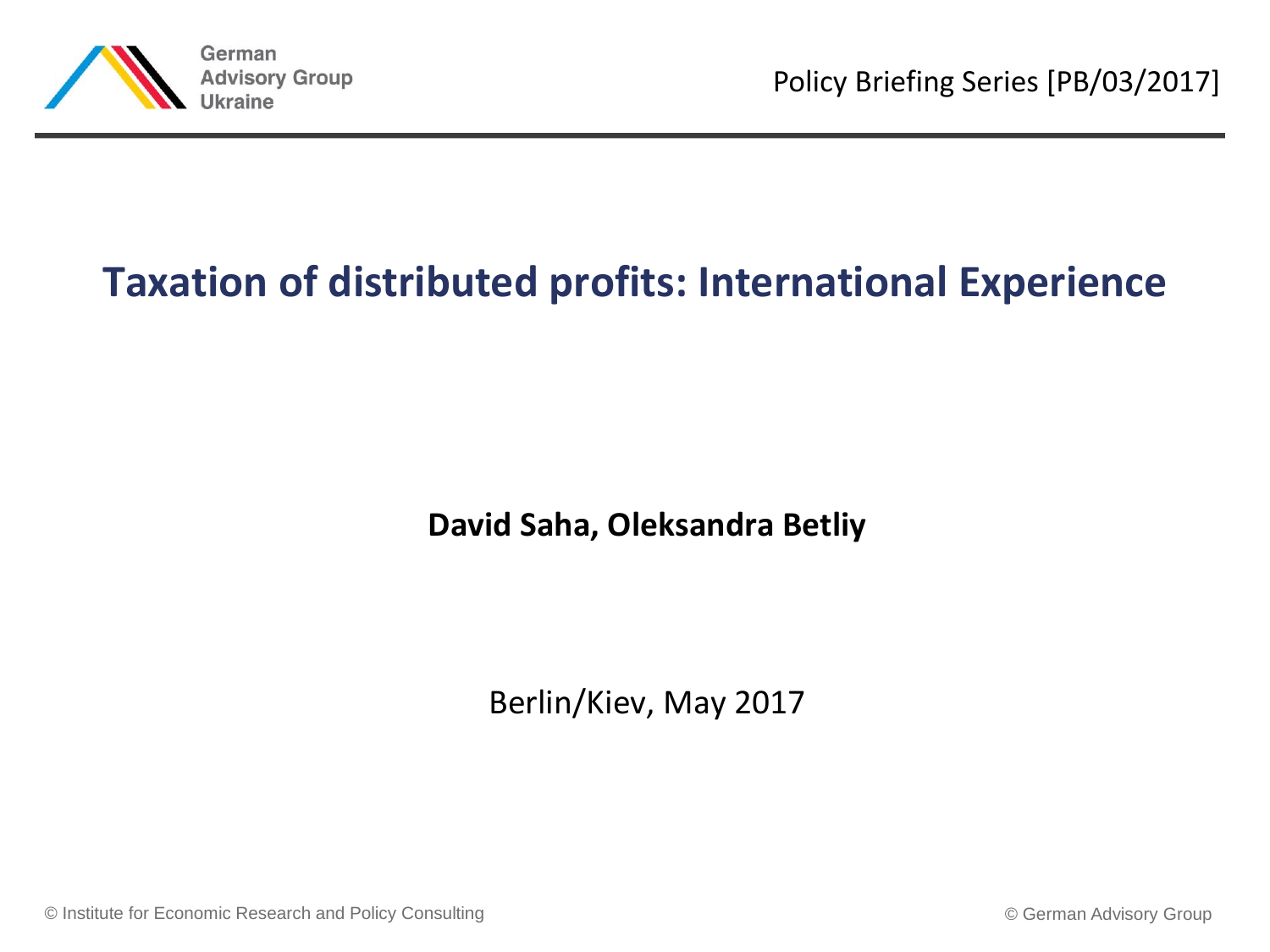German Advisory Group Ukraine

Policy Briefing Series [PB/03/2017]

# Taxation of distributed profits: International Experience

**David Saha, Oleksandra Betliy**

Berlin/Kiev, May 2017

© Institute for Economic Research and Policy Consulting

© German Advisory Group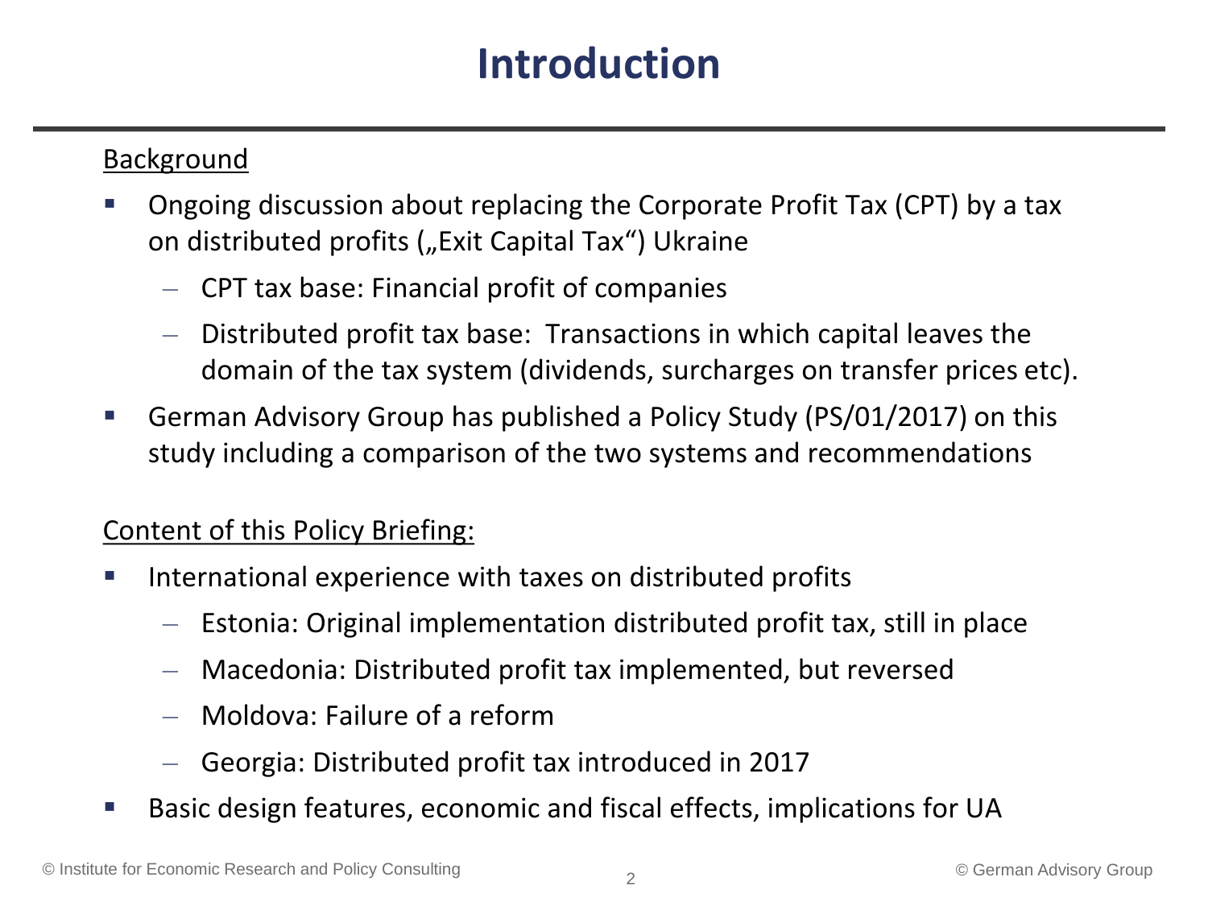# Introduction

Background

- Ongoing discussion about replacing the Corporate Profit Tax (CPT) by a tax on distributed profits („Exit Capital Tax") Ukraine
  - CPT tax base: Financial profit of companies
  - Distributed profit tax base: Transactions in which capital leaves the domain of the tax system (dividends, surcharges on transfer prices etc).
- German Advisory Group has published a Policy Study (PS/01/2017) on this study including a comparison of the two systems and recommendations

Content of this Policy Briefing:

- International experience with taxes on distributed profits
  - Estonia: Original implementation distributed profit tax, still in place
  - Macedonia: Distributed profit tax implemented, but reversed
  - Moldova: Failure of a reform
  - Georgia: Distributed profit tax introduced in 2017
- Basic design features, economic and fiscal effects, implications for UA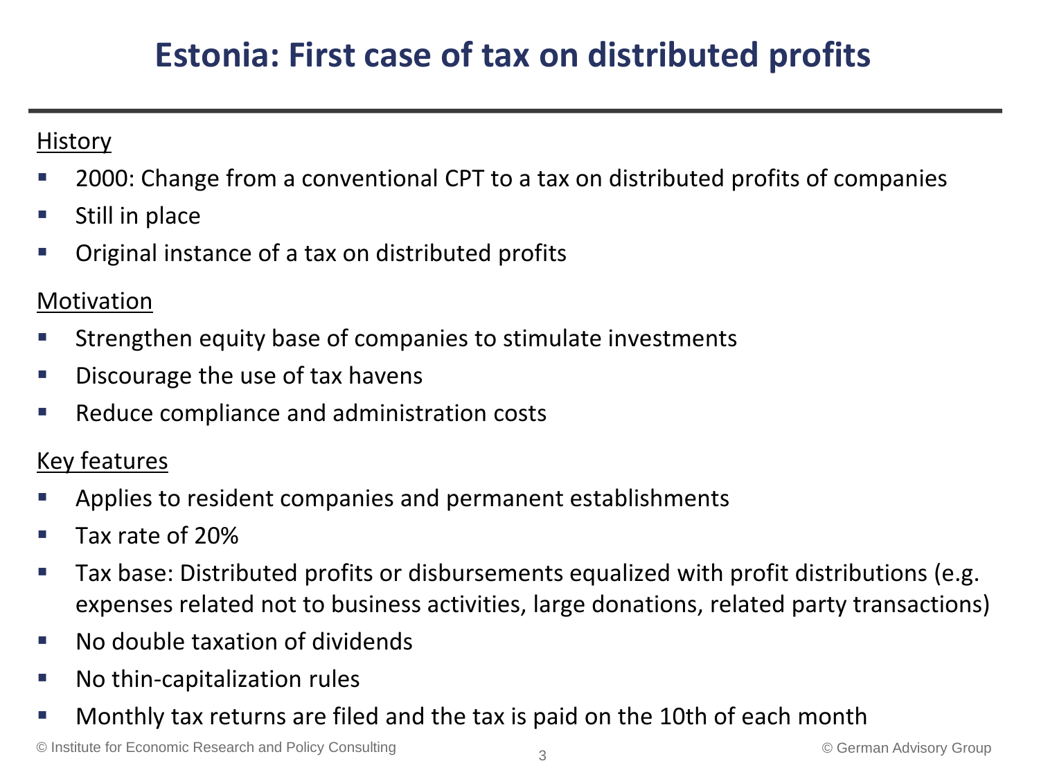# Estonia: First case of tax on distributed profits

<u>History</u>

- 2000: Change from a conventional CPT to a tax on distributed profits of companies
- Still in place
- Original instance of a tax on distributed profits

<u>Motivation</u>

- Strengthen equity base of companies to stimulate investments
- Discourage the use of tax havens
- Reduce compliance and administration costs

<u>Key features</u>

- Applies to resident companies and permanent establishments
- Tax rate of 20%
- Tax base: Distributed profits or disbursements equalized with profit distributions (e.g. expenses related not to business activities, large donations, related party transactions)
- No double taxation of dividends
- No thin-capitalization rules
- Monthly tax returns are filed and the tax is paid on the 10th of each month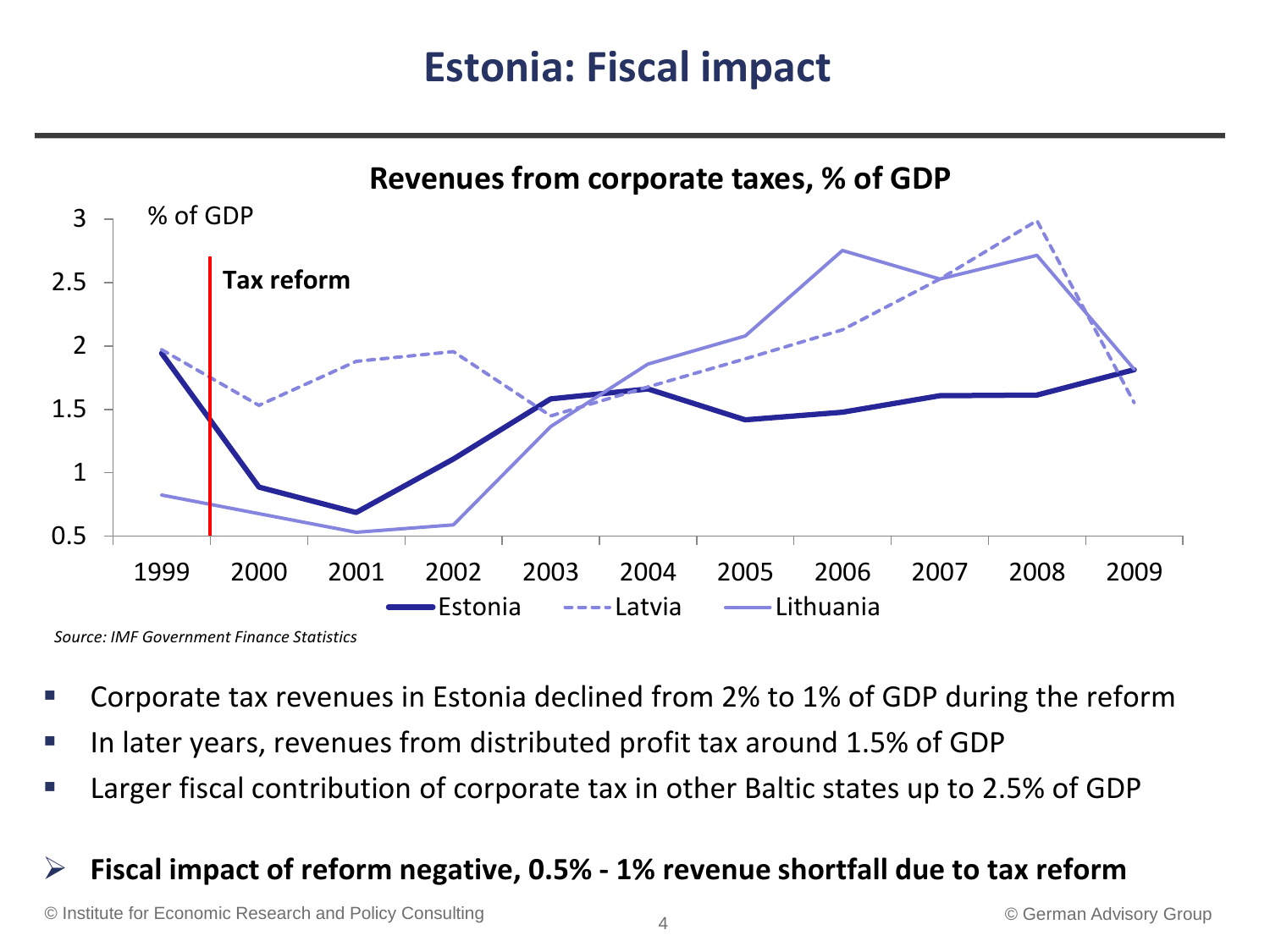# Estonia: Fiscal impact

**Revenues from corporate taxes, % of GDP**

*Source: IMF Government Finance Statistics*

- Corporate tax revenues in Estonia declined from 2% to 1% of GDP during the reform
- In later years, revenues from distributed profit tax around 1.5% of GDP
- Larger fiscal contribution of corporate tax in other Baltic states up to 2.5% of GDP

➢ **Fiscal impact of reform negative, 0.5% - 1% revenue shortfall due to tax reform**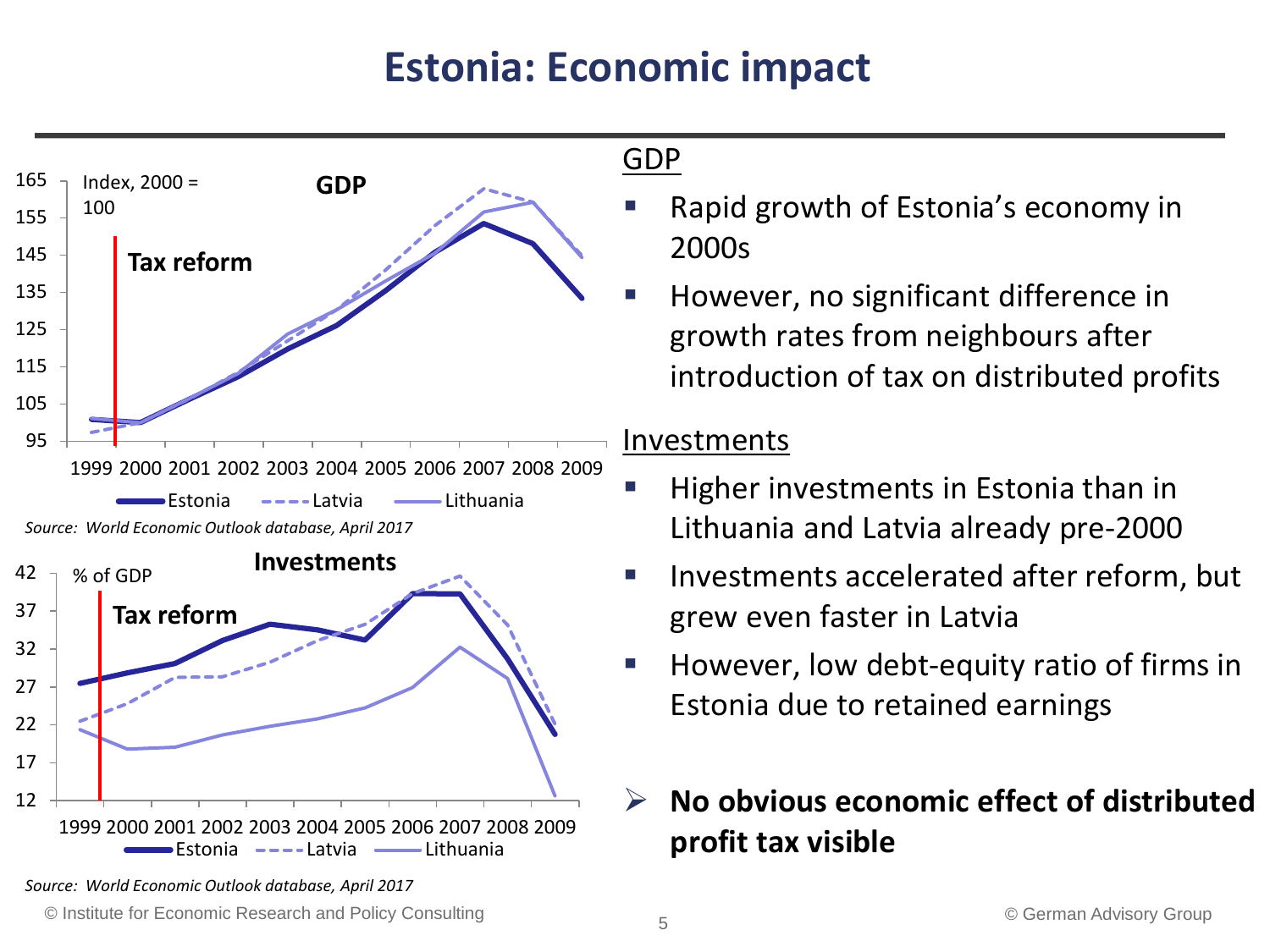# Estonia: Economic impact

GDP

Index, 2000 = 100

Tax reform

1999 2000 2001 2002 2003 2004 2005 2006 2007 2008 2009

Estonia, Latvia, Lithuania

*Source: World Economic Outlook database, April 2017*

Investments

% of GDP

Tax reform

1999 2000 2001 2002 2003 2004 2005 2006 2007 2008 2009

Estonia, Latvia, Lithuania

*Source: World Economic Outlook database, April 2017*

## GDP

- Rapid growth of Estonia's economy in 2000s
- However, no significant difference in growth rates from neighbours after introduction of tax on distributed profits

## Investments

- Higher investments in Estonia than in Lithuania and Latvia already pre-2000
- Investments accelerated after reform, but grew even faster in Latvia
- However, low debt-equity ratio of firms in Estonia due to retained earnings

➢ **No obvious economic effect of distributed profit tax visible**

© Institute for Economic Research and Policy Consulting

© German Advisory Group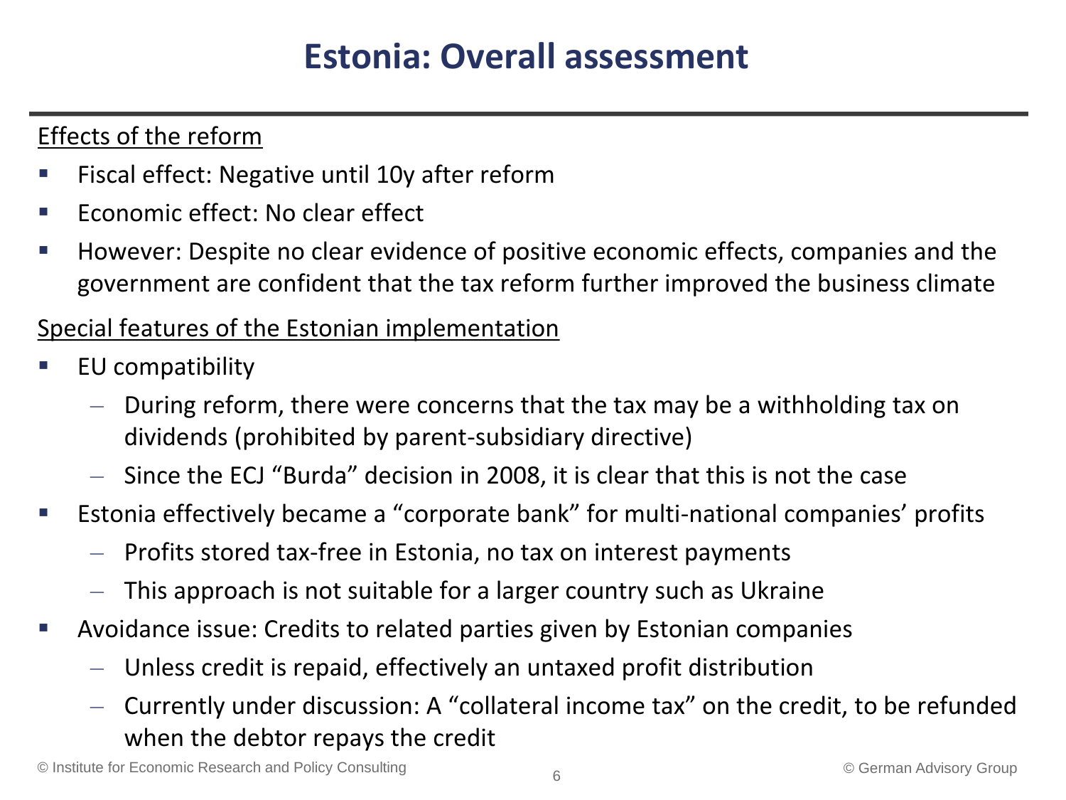# Estonia: Overall assessment

Effects of the reform

- Fiscal effect: Negative until 10y after reform
- Economic effect: No clear effect
- However: Despite no clear evidence of positive economic effects, companies and the government are confident that the tax reform further improved the business climate

Special features of the Estonian implementation

- EU compatibility
  - During reform, there were concerns that the tax may be a withholding tax on dividends (prohibited by parent-subsidiary directive)
  - Since the ECJ “Burda” decision in 2008, it is clear that this is not the case
- Estonia effectively became a “corporate bank” for multi-national companies’ profits
  - Profits stored tax-free in Estonia, no tax on interest payments
  - This approach is not suitable for a larger country such as Ukraine
- Avoidance issue: Credits to related parties given by Estonian companies
  - Unless credit is repaid, effectively an untaxed profit distribution
  - Currently under discussion: A “collateral income tax” on the credit, to be refunded when the debtor repays the credit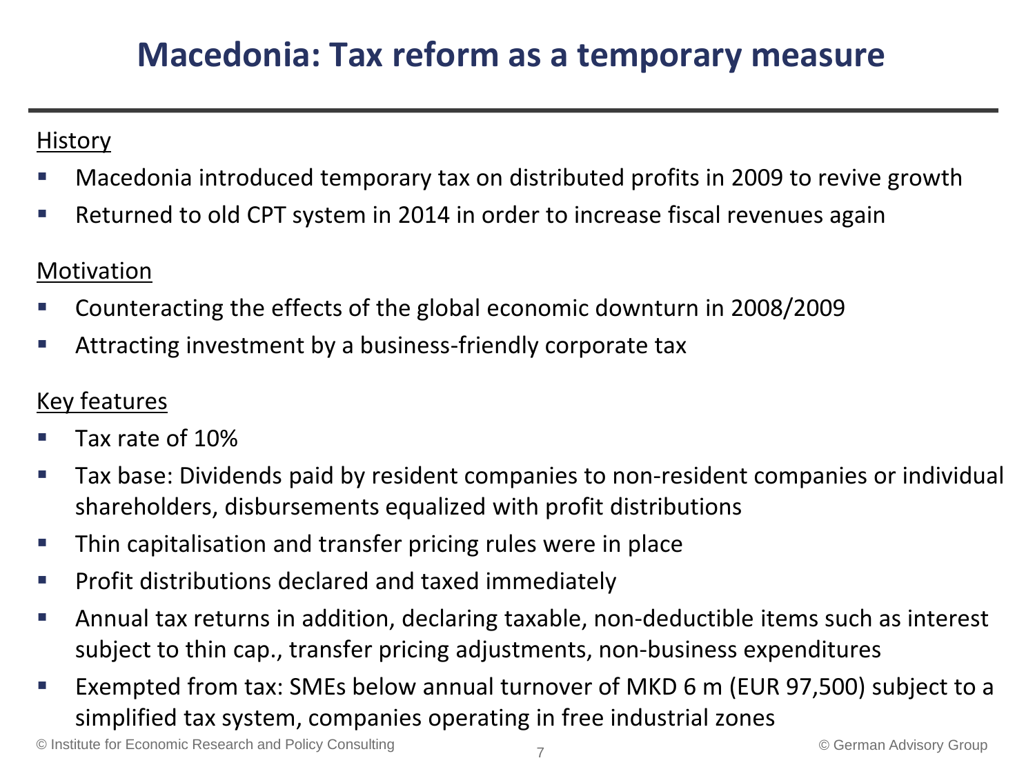# Macedonia: Tax reform as a temporary measure

History

- Macedonia introduced temporary tax on distributed profits in 2009 to revive growth
- Returned to old CPT system in 2014 in order to increase fiscal revenues again

Motivation

- Counteracting the effects of the global economic downturn in 2008/2009
- Attracting investment by a business-friendly corporate tax

Key features

- Tax rate of 10%
- Tax base: Dividends paid by resident companies to non-resident companies or individual shareholders, disbursements equalized with profit distributions
- Thin capitalisation and transfer pricing rules were in place
- Profit distributions declared and taxed immediately
- Annual tax returns in addition, declaring taxable, non-deductible items such as interest subject to thin cap., transfer pricing adjustments, non-business expenditures
- Exempted from tax: SMEs below annual turnover of MKD 6 m (EUR 97,500) subject to a simplified tax system, companies operating in free industrial zones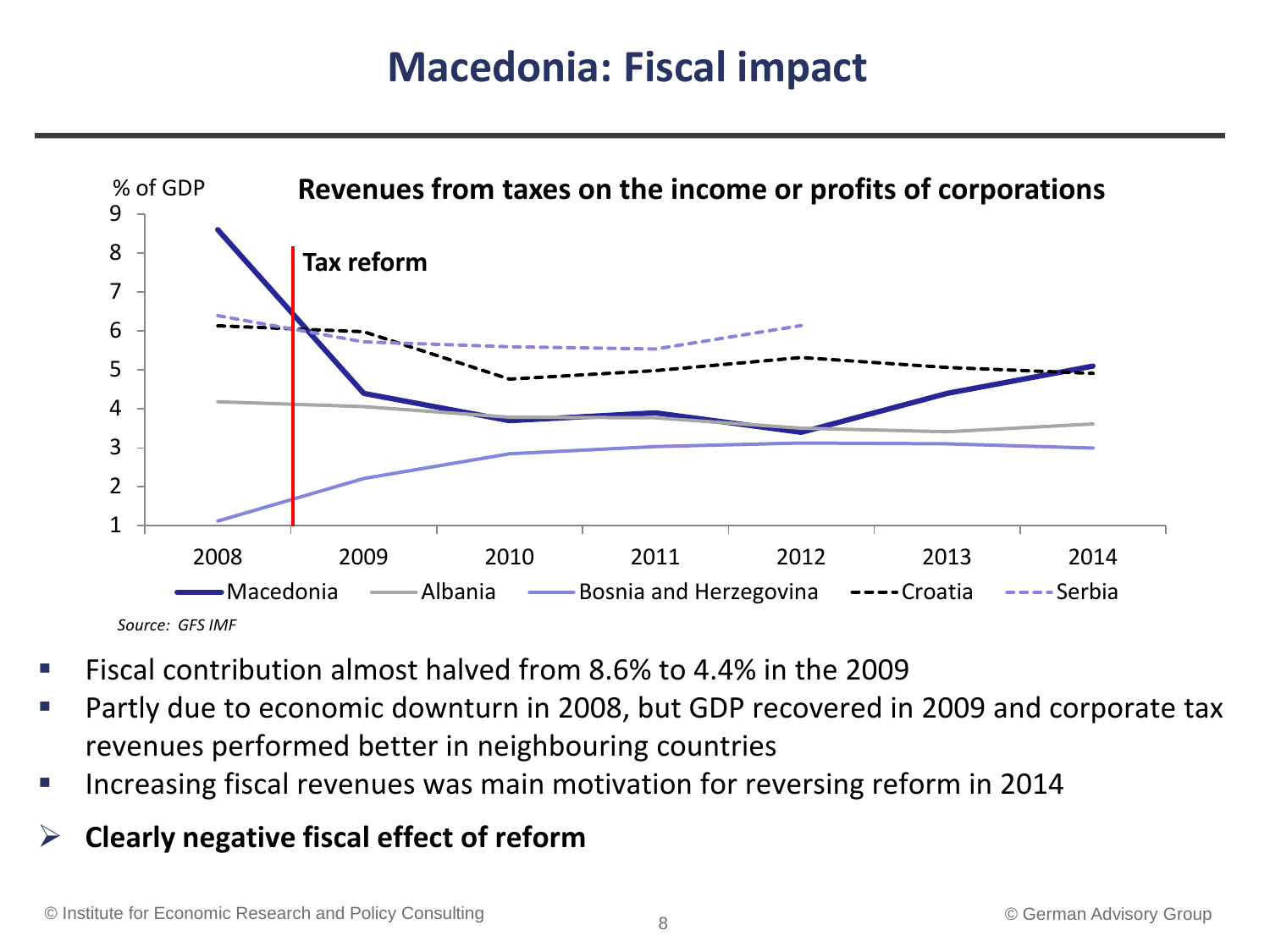# Macedonia: Fiscal impact

**Revenues from taxes on the income or profits of corporations**

% of GDP

Tax reform

Macedonia — Albania — Bosnia and Herzegovina — Croatia — Serbia

*Source: GFS IMF*

- Fiscal contribution almost halved from 8.6% to 4.4% in the 2009
- Partly due to economic downturn in 2008, but GDP recovered in 2009 and corporate tax revenues performed better in neighbouring countries
- Increasing fiscal revenues was main motivation for reversing reform in 2014

➢ **Clearly negative fiscal effect of reform**

© Institute for Economic Research and Policy Consulting

© German Advisory Group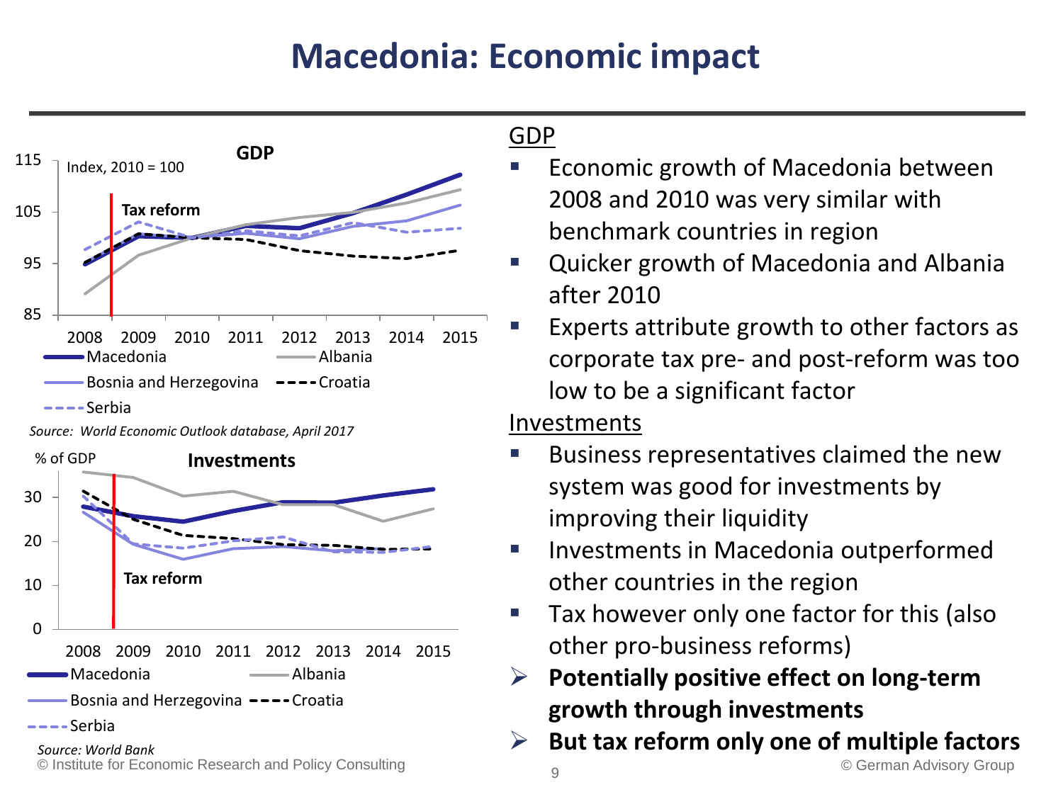# Macedonia: Economic impact

**GDP**

Index, 2010 = 100

Tax reform

Macedonia, Albania, Bosnia and Herzegovina, Croatia, Serbia

*Source: World Economic Outlook database, April 2017*

**Investments**

% of GDP

Tax reform

Macedonia, Albania, Bosnia and Herzegovina, Croatia, Serbia

*Source: World Bank*

© Institute for Economic Research and Policy Consulting

## GDP

- Economic growth of Macedonia between 2008 and 2010 was very similar with benchmark countries in region
- Quicker growth of Macedonia and Albania after 2010
- Experts attribute growth to other factors as corporate tax pre- and post-reform was too low to be a significant factor

## Investments

- Business representatives claimed the new system was good for investments by improving their liquidity
- Investments in Macedonia outperformed other countries in the region
- Tax however only one factor for this (also other pro-business reforms)

➢ **Potentially positive effect on long-term growth through investments**

➢ **But tax reform only one of multiple factors**

© German Advisory Group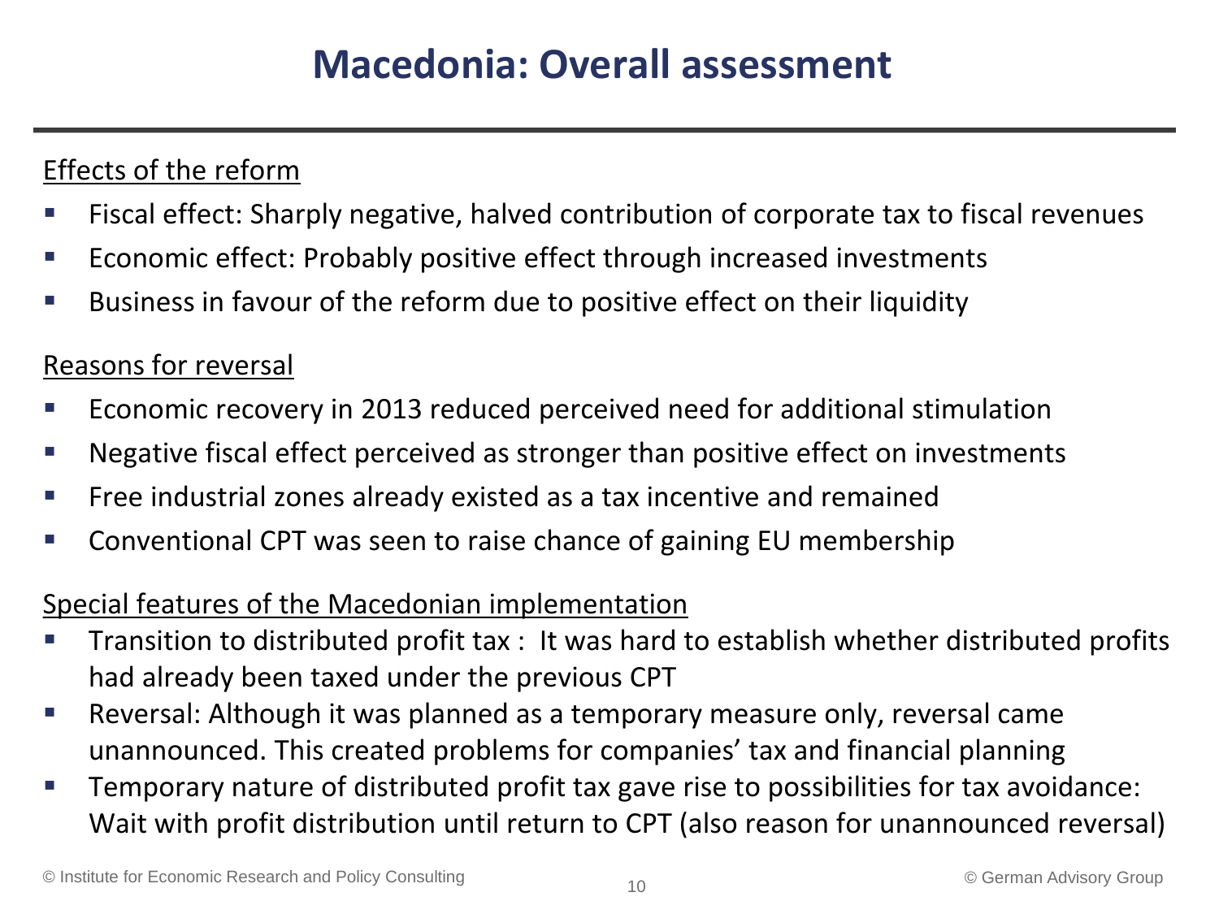# Macedonia: Overall assessment

Effects of the reform

- Fiscal effect: Sharply negative, halved contribution of corporate tax to fiscal revenues
- Economic effect: Probably positive effect through increased investments
- Business in favour of the reform due to positive effect on their liquidity

Reasons for reversal

- Economic recovery in 2013 reduced perceived need for additional stimulation
- Negative fiscal effect perceived as stronger than positive effect on investments
- Free industrial zones already existed as a tax incentive and remained
- Conventional CPT was seen to raise chance of gaining EU membership

Special features of the Macedonian implementation

- Transition to distributed profit tax : It was hard to establish whether distributed profits had already been taxed under the previous CPT
- Reversal: Although it was planned as a temporary measure only, reversal came unannounced. This created problems for companies' tax and financial planning
- Temporary nature of distributed profit tax gave rise to possibilities for tax avoidance: Wait with profit distribution until return to CPT (also reason for unannounced reversal)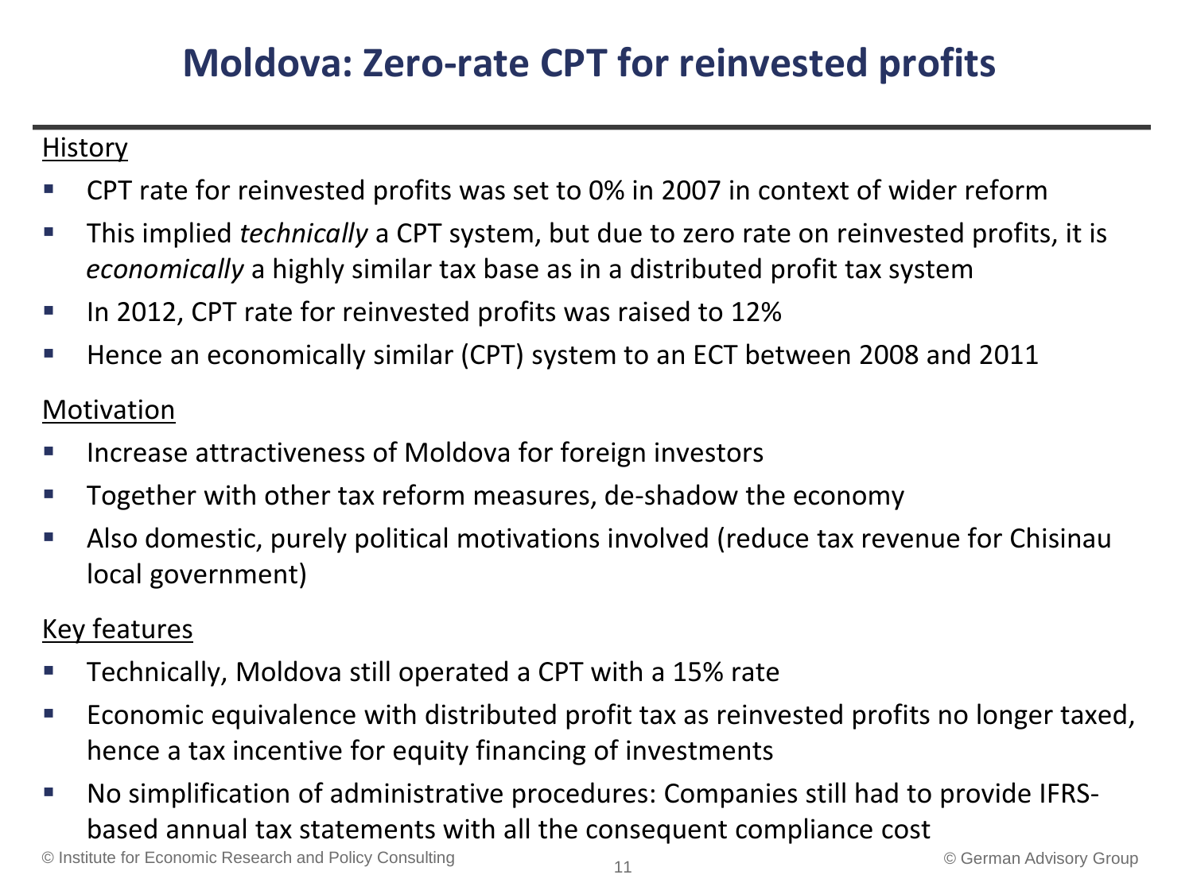# Moldova: Zero-rate CPT for reinvested profits

History

- CPT rate for reinvested profits was set to 0% in 2007 in context of wider reform
- This implied *technically* a CPT system, but due to zero rate on reinvested profits, it is *economically* a highly similar tax base as in a distributed profit tax system
- In 2012, CPT rate for reinvested profits was raised to 12%
- Hence an economically similar (CPT) system to an ECT between 2008 and 2011

Motivation

- Increase attractiveness of Moldova for foreign investors
- Together with other tax reform measures, de-shadow the economy
- Also domestic, purely political motivations involved (reduce tax revenue for Chisinau local government)

Key features

- Technically, Moldova still operated a CPT with a 15% rate
- Economic equivalence with distributed profit tax as reinvested profits no longer taxed, hence a tax incentive for equity financing of investments
- No simplification of administrative procedures: Companies still had to provide IFRS-based annual tax statements with all the consequent compliance cost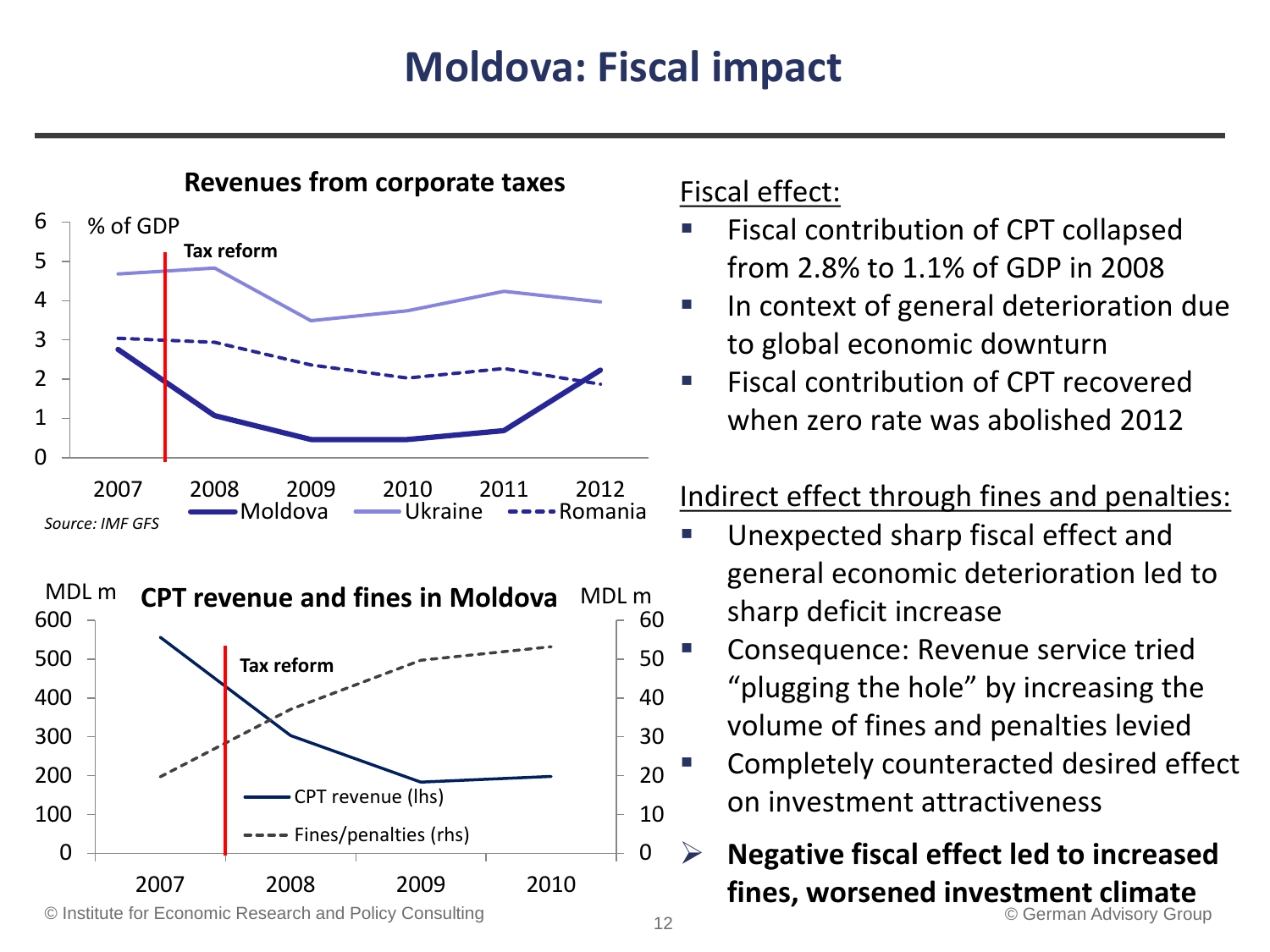# Moldova: Fiscal impact

**Revenues from corporate taxes**

% of GDP

Tax reform

Moldova, Ukraine, Romania

*Source: IMF GFS*

**CPT revenue and fines in Moldova**

MDL m

Tax reform

CPT revenue (lhs), Fines/penalties (rhs)

Fiscal effect:

- Fiscal contribution of CPT collapsed from 2.8% to 1.1% of GDP in 2008
- In context of general deterioration due to global economic downturn
- Fiscal contribution of CPT recovered when zero rate was abolished 2012

Indirect effect through fines and penalties:

- Unexpected sharp fiscal effect and general economic deterioration led to sharp deficit increase
- Consequence: Revenue service tried "plugging the hole" by increasing the volume of fines and penalties levied
- Completely counteracted desired effect on investment attractiveness

➢ **Negative fiscal effect led to increased fines, worsened investment climate**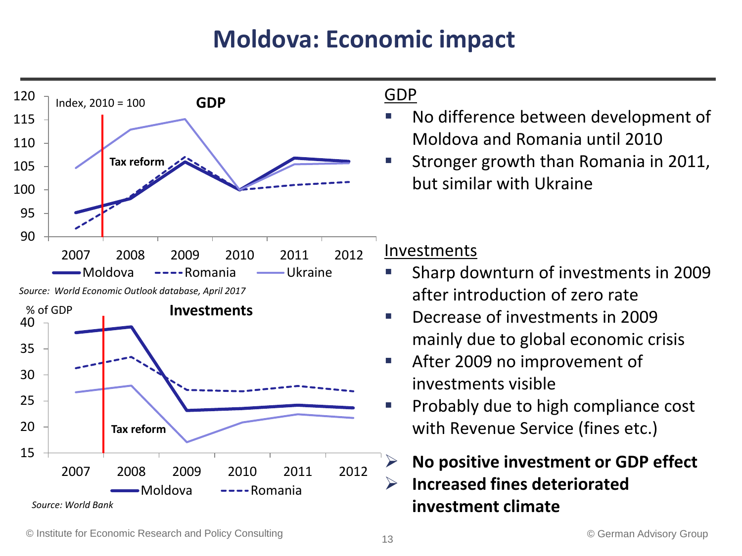# Moldova: Economic impact

**GDP**

Index, 2010 = 100

Tax reform

Moldova | Romania | Ukraine

*Source: World Economic Outlook database, April 2017*

**Investments**

% of GDP

Tax reform

Moldova | Romania

*Source: World Bank*

<u>GDP</u>

- No difference between development of Moldova and Romania until 2010
- Stronger growth than Romania in 2011, but similar with Ukraine

<u>Investments</u>

- Sharp downturn of investments in 2009 after introduction of zero rate
- Decrease of investments in 2009 mainly due to global economic crisis
- After 2009 no improvement of investments visible
- Probably due to high compliance cost with Revenue Service (fines etc.)

➢ **No positive investment or GDP effect**

➢ **Increased fines deteriorated investment climate**

© Institute for Economic Research and Policy Consulting

© German Advisory Group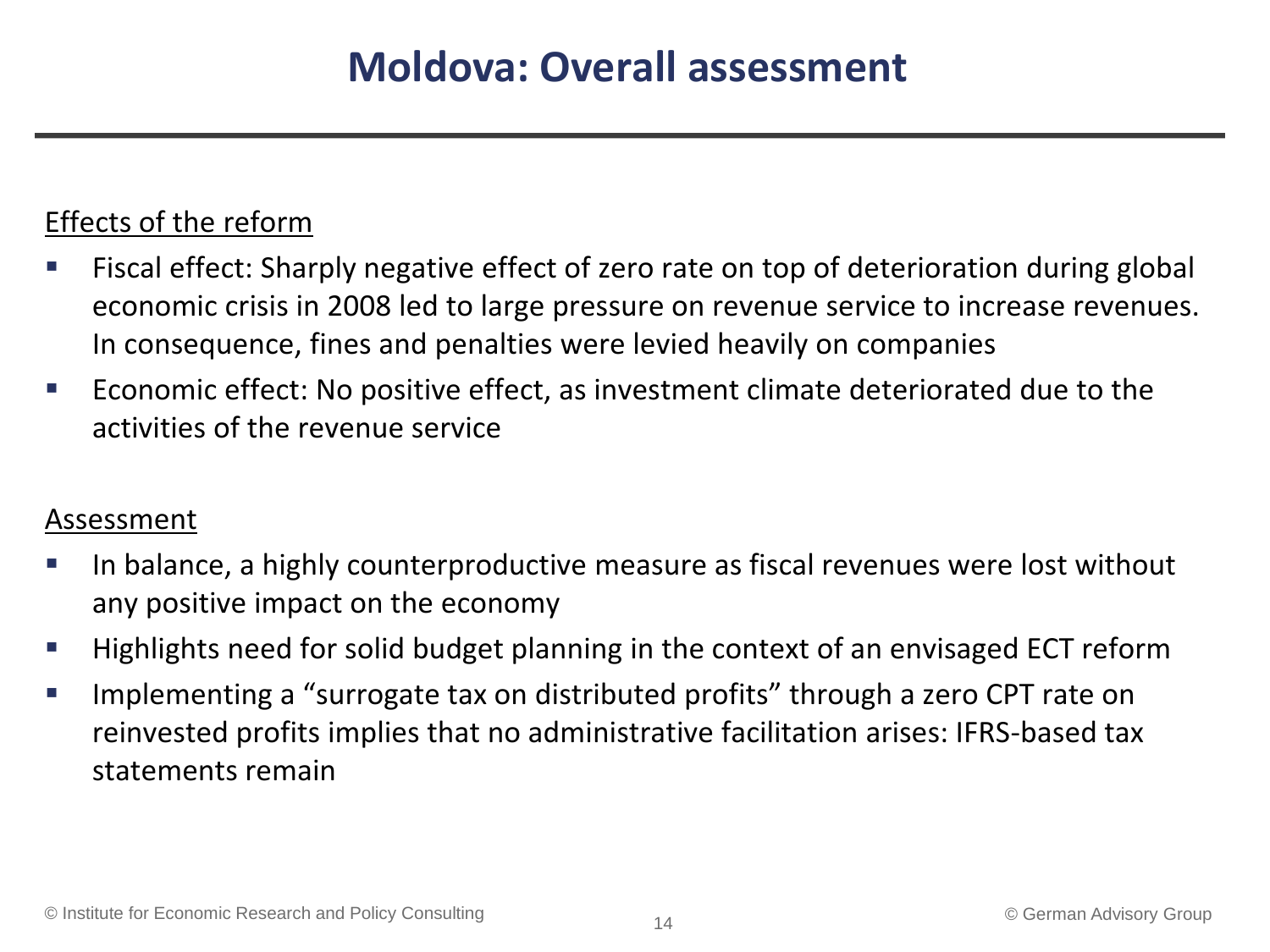# Moldova: Overall assessment

Effects of the reform

- Fiscal effect: Sharply negative effect of zero rate on top of deterioration during global economic crisis in 2008 led to large pressure on revenue service to increase revenues. In consequence, fines and penalties were levied heavily on companies
- Economic effect: No positive effect, as investment climate deteriorated due to the activities of the revenue service

Assessment

- In balance, a highly counterproductive measure as fiscal revenues were lost without any positive impact on the economy
- Highlights need for solid budget planning in the context of an envisaged ECT reform
- Implementing a "surrogate tax on distributed profits" through a zero CPT rate on reinvested profits implies that no administrative facilitation arises: IFRS-based tax statements remain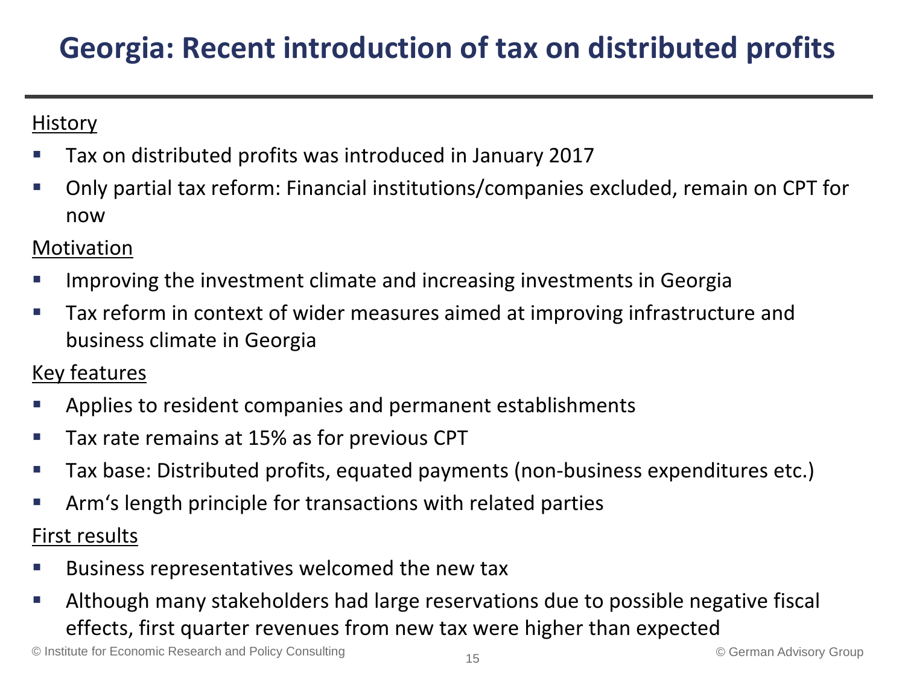# Georgia: Recent introduction of tax on distributed profits

History

- Tax on distributed profits was introduced in January 2017
- Only partial tax reform: Financial institutions/companies excluded, remain on CPT for now

Motivation

- Improving the investment climate and increasing investments in Georgia
- Tax reform in context of wider measures aimed at improving infrastructure and business climate in Georgia

Key features

- Applies to resident companies and permanent establishments
- Tax rate remains at 15% as for previous CPT
- Tax base: Distributed profits, equated payments (non-business expenditures etc.)
- Arm‘s length principle for transactions with related parties

First results

- Business representatives welcomed the new tax
- Although many stakeholders had large reservations due to possible negative fiscal effects, first quarter revenues from new tax were higher than expected

© Institute for Economic Research and Policy Consulting

© German Advisory Group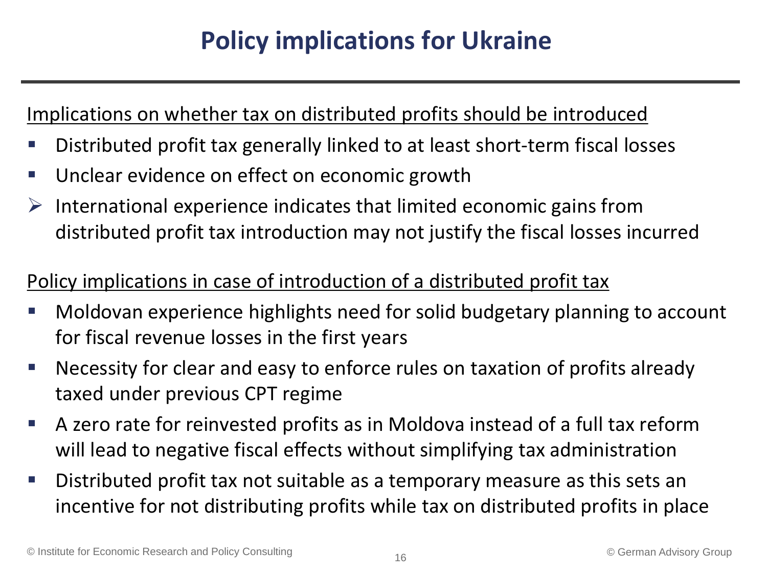# Policy implications for Ukraine

Implications on whether tax on distributed profits should be introduced

- Distributed profit tax generally linked to at least short-term fiscal losses
- Unclear evidence on effect on economic growth
- ➢ International experience indicates that limited economic gains from distributed profit tax introduction may not justify the fiscal losses incurred

Policy implications in case of introduction of a distributed profit tax

- Moldovan experience highlights need for solid budgetary planning to account for fiscal revenue losses in the first years
- Necessity for clear and easy to enforce rules on taxation of profits already taxed under previous CPT regime
- A zero rate for reinvested profits as in Moldova instead of a full tax reform will lead to negative fiscal effects without simplifying tax administration
- Distributed profit tax not suitable as a temporary measure as this sets an incentive for not distributing profits while tax on distributed profits in place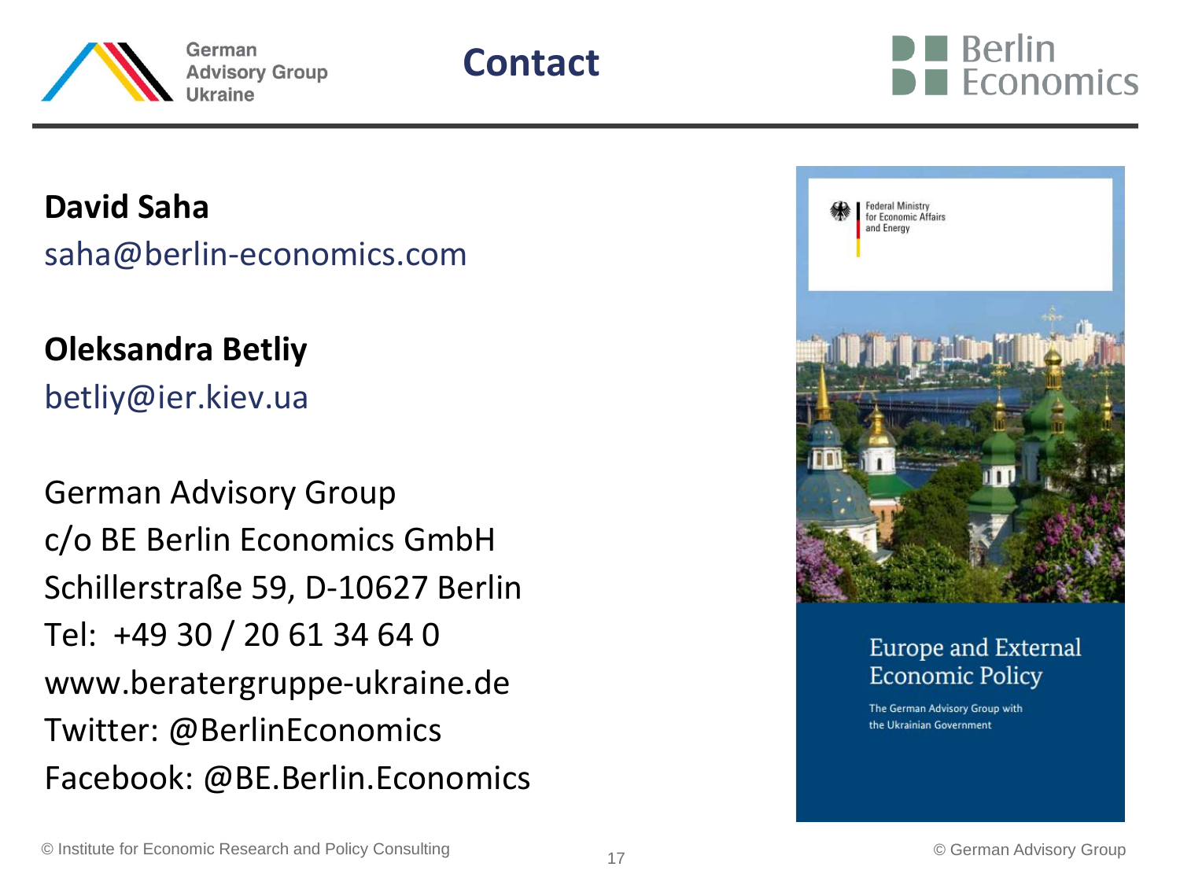# Contact

**David Saha**
saha@berlin-economics.com

**Oleksandra Betliy**
betliy@ier.kiev.ua

German Advisory Group
c/o BE Berlin Economics GmbH
Schillerstraße 59, D-10627 Berlin
Tel: +49 30 / 20 61 34 64 0
www.beratergruppe-ukraine.de
Twitter: @BerlinEconomics
Facebook: @BE.Berlin.Economics

Federal Ministry for Economic Affairs and Energy

Europe and External Economic Policy

The German Advisory Group with the Ukrainian Government

© Institute for Economic Research and Policy Consulting

© German Advisory Group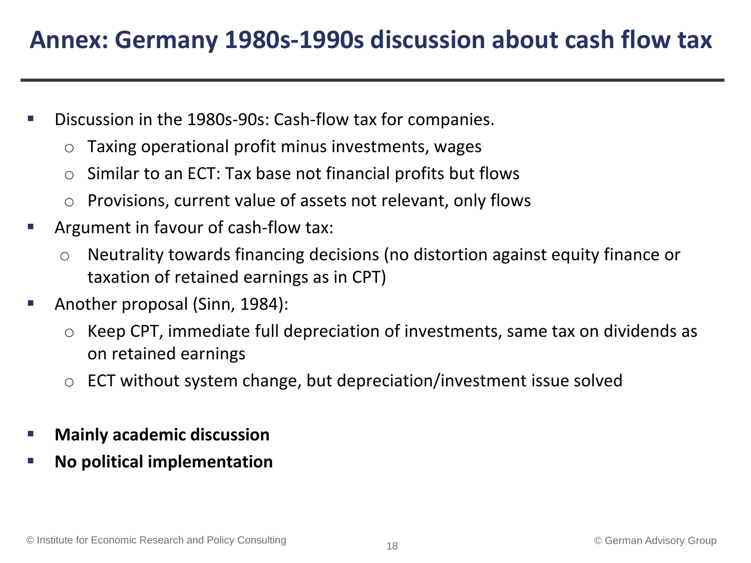# Annex: Germany 1980s-1990s discussion about cash flow tax

- Discussion in the 1980s-90s: Cash-flow tax for companies.
  - Taxing operational profit minus investments, wages
  - Similar to an ECT: Tax base not financial profits but flows
  - Provisions, current value of assets not relevant, only flows
- Argument in favour of cash-flow tax:
  - Neutrality towards financing decisions (no distortion against equity finance or taxation of retained earnings as in CPT)
- Another proposal (Sinn, 1984):
  - Keep CPT, immediate full depreciation of investments, same tax on dividends as on retained earnings
  - ECT without system change, but depreciation/investment issue solved

- **Mainly academic discussion**
- **No political implementation**